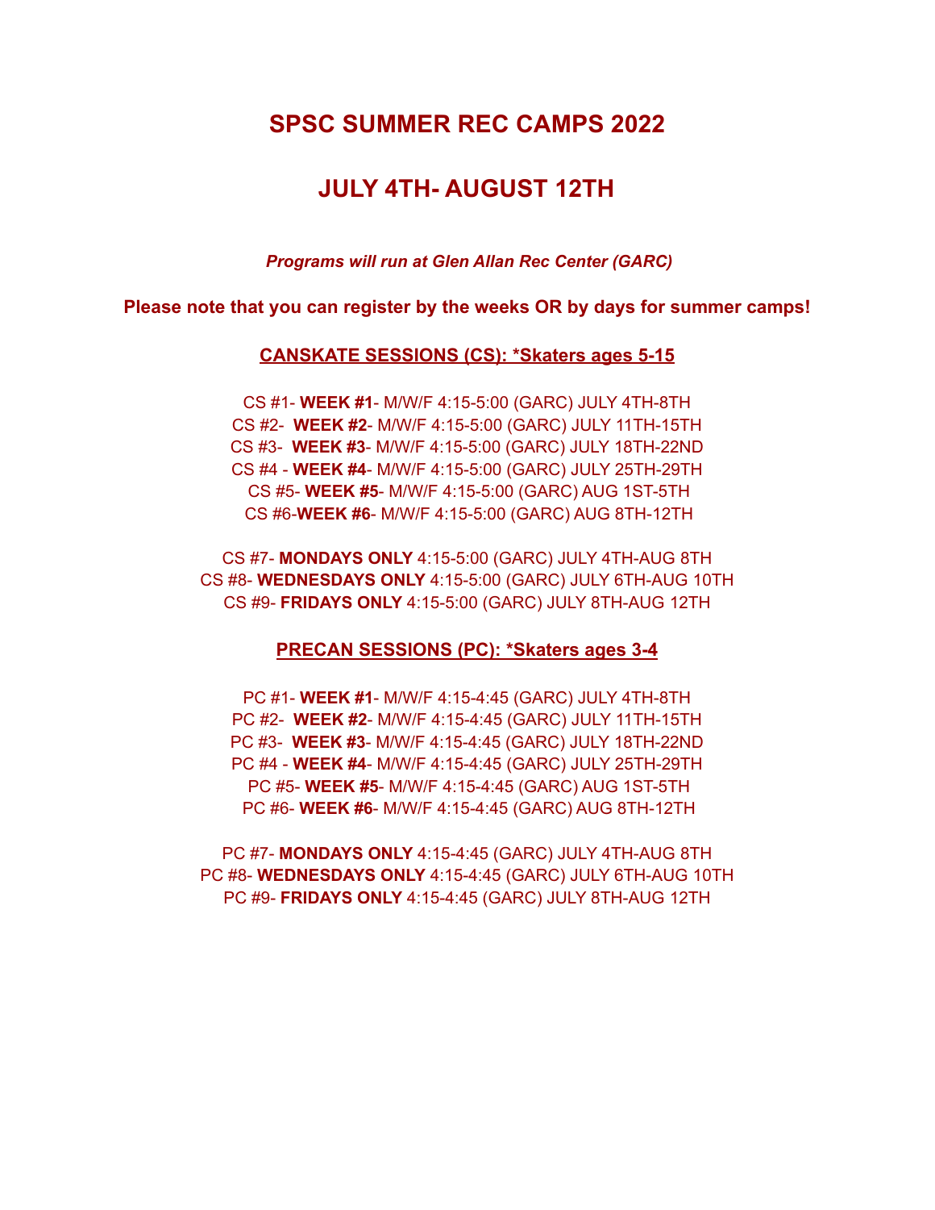# SPSC SUMMER REC CAMPS 2022

# JULY 4TH- AUGUST 12TH

***Programs will run at Glen Allan Rec Center (GARC)***

**Please note that you can register by the weeks OR by days for summer camps!**

## CANSKATE SESSIONS (CS): *Skaters ages 5-15

CS #1- **WEEK #1**- M/W/F 4:15-5:00 (GARC) JULY 4TH-8TH
CS #2- **WEEK #2**- M/W/F 4:15-5:00 (GARC) JULY 11TH-15TH
CS #3- **WEEK #3**- M/W/F 4:15-5:00 (GARC) JULY 18TH-22ND
CS #4 - **WEEK #4**- M/W/F 4:15-5:00 (GARC) JULY 25TH-29TH
CS #5- **WEEK #5**- M/W/F 4:15-5:00 (GARC) AUG 1ST-5TH
CS #6-**WEEK #6**- M/W/F 4:15-5:00 (GARC) AUG 8TH-12TH

CS #7- **MONDAYS ONLY** 4:15-5:00 (GARC) JULY 4TH-AUG 8TH
CS #8- **WEDNESDAYS ONLY** 4:15-5:00 (GARC) JULY 6TH-AUG 10TH
CS #9- **FRIDAYS ONLY** 4:15-5:00 (GARC) JULY 8TH-AUG 12TH

## PRECAN SESSIONS (PC): *Skaters ages 3-4

PC #1- **WEEK #1**- M/W/F 4:15-4:45 (GARC) JULY 4TH-8TH
PC #2- **WEEK #2**- M/W/F 4:15-4:45 (GARC) JULY 11TH-15TH
PC #3- **WEEK #3**- M/W/F 4:15-4:45 (GARC) JULY 18TH-22ND
PC #4 - **WEEK #4**- M/W/F 4:15-4:45 (GARC) JULY 25TH-29TH
PC #5- **WEEK #5**- M/W/F 4:15-4:45 (GARC) AUG 1ST-5TH
PC #6- **WEEK #6**- M/W/F 4:15-4:45 (GARC) AUG 8TH-12TH

PC #7- **MONDAYS ONLY** 4:15-4:45 (GARC) JULY 4TH-AUG 8TH
PC #8- **WEDNESDAYS ONLY** 4:15-4:45 (GARC) JULY 6TH-AUG 10TH
PC #9- **FRIDAYS ONLY** 4:15-4:45 (GARC) JULY 8TH-AUG 12TH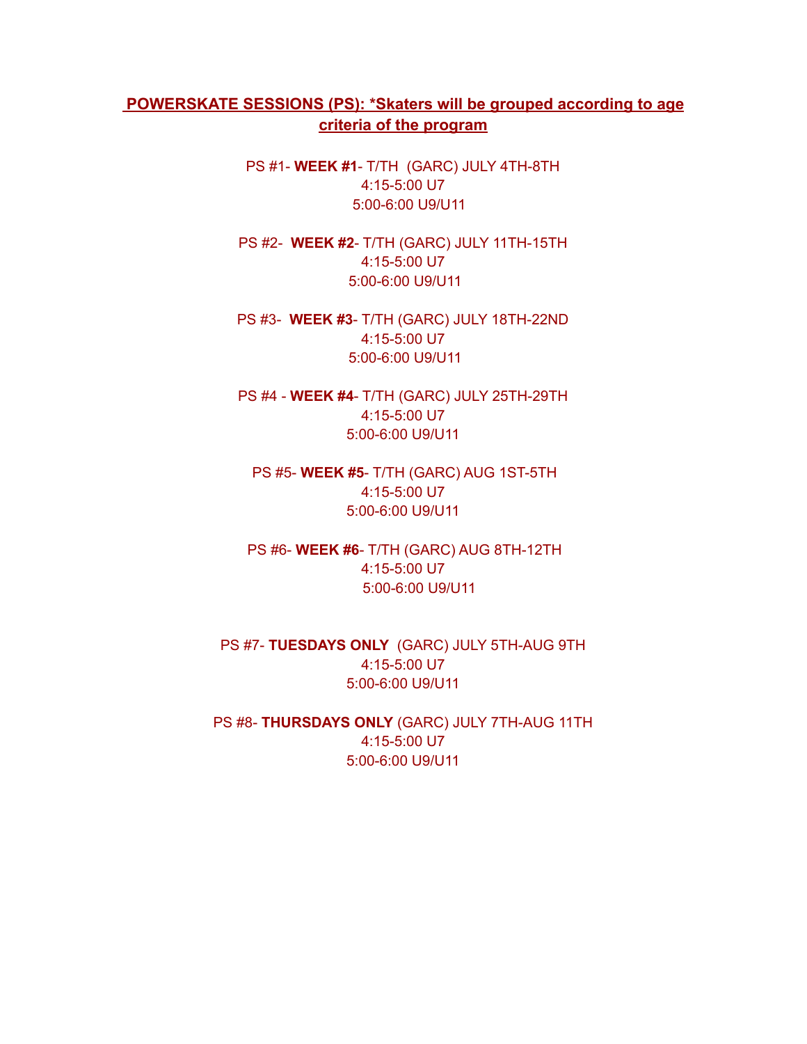## **POWERSKATE SESSIONS (PS): *Skaters will be grouped according to age criteria of the program**

PS #1- **WEEK #1**- T/TH (GARC) JULY 4TH-8TH
4:15-5:00 U7
5:00-6:00 U9/U11

PS #2- **WEEK #2**- T/TH (GARC) JULY 11TH-15TH
4:15-5:00 U7
5:00-6:00 U9/U11

PS #3- **WEEK #3**- T/TH (GARC) JULY 18TH-22ND
4:15-5:00 U7
5:00-6:00 U9/U11

PS #4 - **WEEK #4**- T/TH (GARC) JULY 25TH-29TH
4:15-5:00 U7
5:00-6:00 U9/U11

PS #5- **WEEK #5**- T/TH (GARC) AUG 1ST-5TH
4:15-5:00 U7
5:00-6:00 U9/U11

PS #6- **WEEK #6**- T/TH (GARC) AUG 8TH-12TH
4:15-5:00 U7
5:00-6:00 U9/U11

PS #7- **TUESDAYS ONLY** (GARC) JULY 5TH-AUG 9TH
4:15-5:00 U7
5:00-6:00 U9/U11

PS #8- **THURSDAYS ONLY** (GARC) JULY 7TH-AUG 11TH
4:15-5:00 U7
5:00-6:00 U9/U11